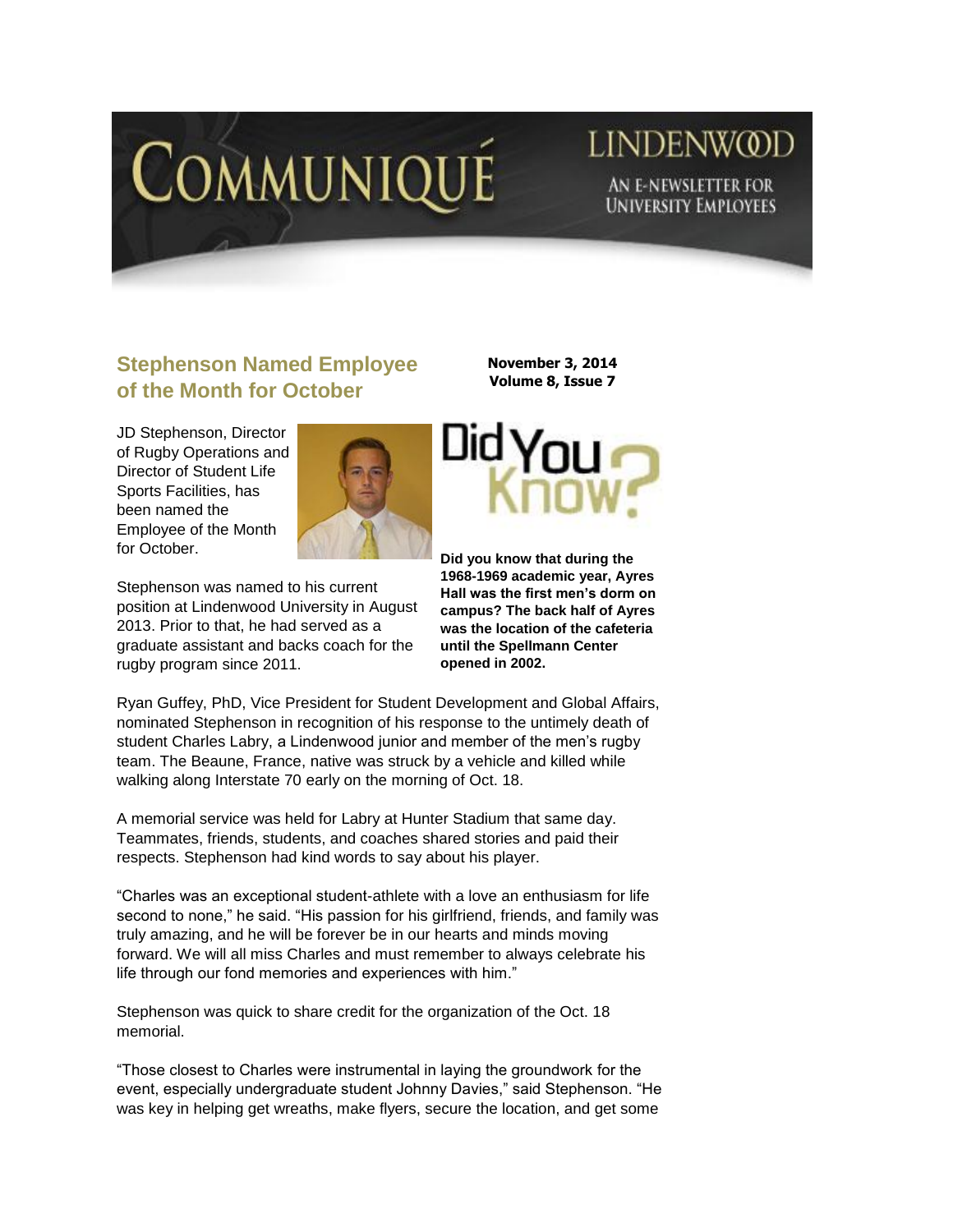# COMMUNIQUÉ

LINDENWOOD

AN E-NEWSLETTER FOR UNIVERSITY EMPLOYEES

**November 3, 2014**
**Volume 8, Issue 7**

## Stephenson Named Employee of the Month for October

JD Stephenson, Director of Rugby Operations and Director of Student Life Sports Facilities, has been named the Employee of the Month for October.

Stephenson was named to his current position at Lindenwood University in August 2013. Prior to that, he had served as a graduate assistant and backs coach for the rugby program since 2011.

Ryan Guffey, PhD, Vice President for Student Development and Global Affairs, nominated Stephenson in recognition of his response to the untimely death of student Charles Labry, a Lindenwood junior and member of the men's rugby team. The Beaune, France, native was struck by a vehicle and killed while walking along Interstate 70 early on the morning of Oct. 18.

A memorial service was held for Labry at Hunter Stadium that same day. Teammates, friends, students, and coaches shared stories and paid their respects. Stephenson had kind words to say about his player.

"Charles was an exceptional student-athlete with a love an enthusiasm for life second to none," he said. "His passion for his girlfriend, friends, and family was truly amazing, and he will be forever be in our hearts and minds moving forward. We will all miss Charles and must remember to always celebrate his life through our fond memories and experiences with him."

Stephenson was quick to share credit for the organization of the Oct. 18 memorial.

"Those closest to Charles were instrumental in laying the groundwork for the event, especially undergraduate student Johnny Davies," said Stephenson. "He was key in helping get wreaths, make flyers, secure the location, and get some

## Did You Know?

**Did you know that during the 1968-1969 academic year, Ayres Hall was the first men's dorm on campus? The back half of Ayres was the location of the cafeteria until the Spellmann Center opened in 2002.**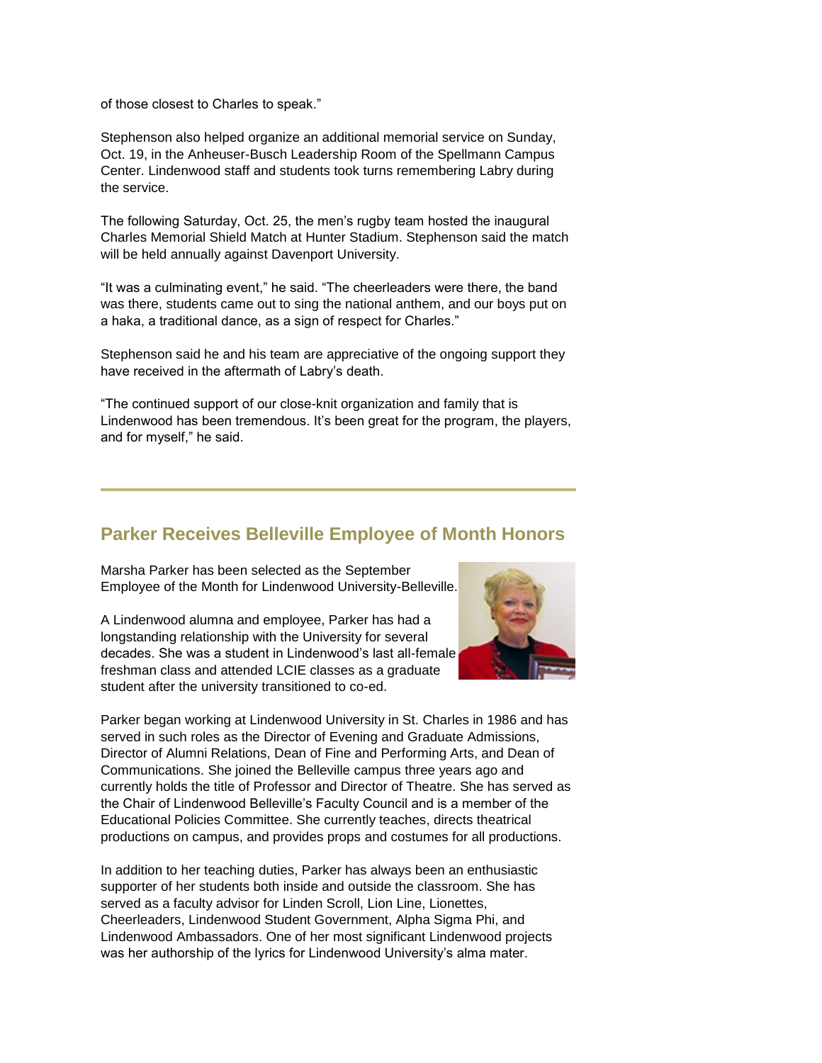of those closest to Charles to speak."

Stephenson also helped organize an additional memorial service on Sunday, Oct. 19, in the Anheuser-Busch Leadership Room of the Spellmann Campus Center. Lindenwood staff and students took turns remembering Labry during the service.

The following Saturday, Oct. 25, the men's rugby team hosted the inaugural Charles Memorial Shield Match at Hunter Stadium. Stephenson said the match will be held annually against Davenport University.

"It was a culminating event," he said. "The cheerleaders were there, the band was there, students came out to sing the national anthem, and our boys put on a haka, a traditional dance, as a sign of respect for Charles."

Stephenson said he and his team are appreciative of the ongoing support they have received in the aftermath of Labry's death.

"The continued support of our close-knit organization and family that is Lindenwood has been tremendous. It's been great for the program, the players, and for myself," he said.

---

## Parker Receives Belleville Employee of Month Honors

Marsha Parker has been selected as the September Employee of the Month for Lindenwood University-Belleville.

A Lindenwood alumna and employee, Parker has had a longstanding relationship with the University for several decades. She was a student in Lindenwood's last all-female freshman class and attended LCIE classes as a graduate student after the university transitioned to co-ed.

Parker began working at Lindenwood University in St. Charles in 1986 and has served in such roles as the Director of Evening and Graduate Admissions, Director of Alumni Relations, Dean of Fine and Performing Arts, and Dean of Communications. She joined the Belleville campus three years ago and currently holds the title of Professor and Director of Theatre. She has served as the Chair of Lindenwood Belleville's Faculty Council and is a member of the Educational Policies Committee. She currently teaches, directs theatrical productions on campus, and provides props and costumes for all productions.

In addition to her teaching duties, Parker has always been an enthusiastic supporter of her students both inside and outside the classroom. She has served as a faculty advisor for Linden Scroll, Lion Line, Lionettes, Cheerleaders, Lindenwood Student Government, Alpha Sigma Phi, and Lindenwood Ambassadors. One of her most significant Lindenwood projects was her authorship of the lyrics for Lindenwood University's alma mater.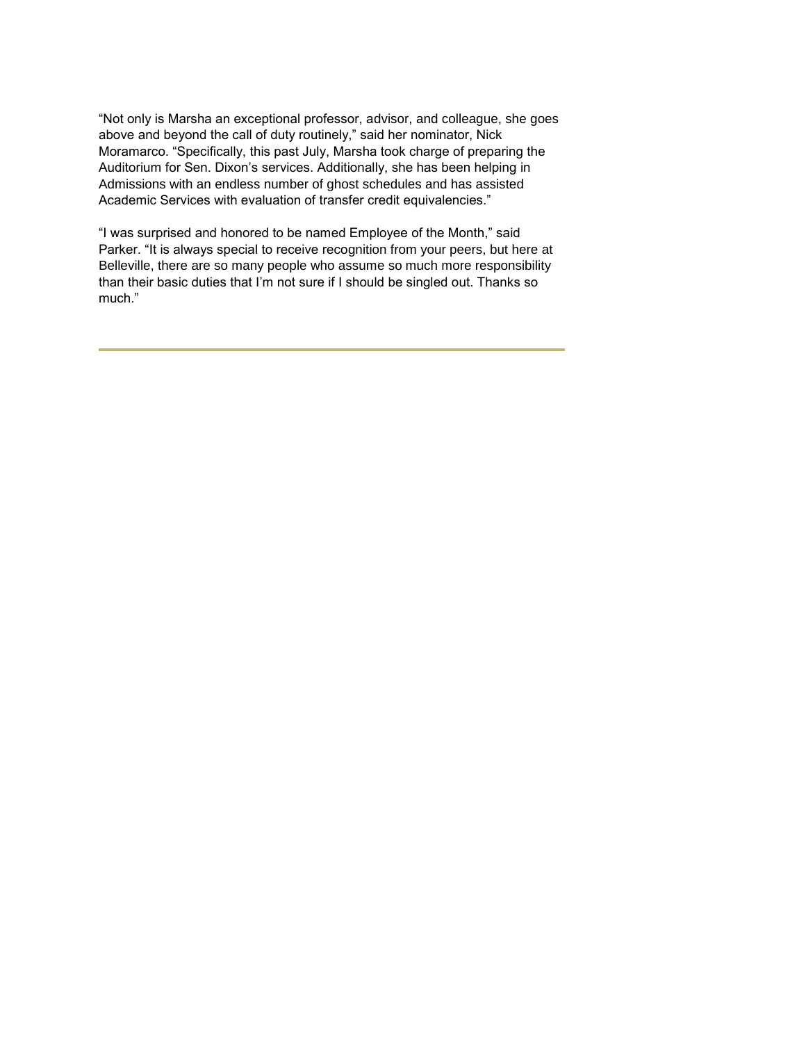"Not only is Marsha an exceptional professor, advisor, and colleague, she goes above and beyond the call of duty routinely," said her nominator, Nick Moramarco. "Specifically, this past July, Marsha took charge of preparing the Auditorium for Sen. Dixon's services. Additionally, she has been helping in Admissions with an endless number of ghost schedules and has assisted Academic Services with evaluation of transfer credit equivalencies."

"I was surprised and honored to be named Employee of the Month," said Parker. "It is always special to receive recognition from your peers, but here at Belleville, there are so many people who assume so much more responsibility than their basic duties that I'm not sure if I should be singled out. Thanks so much."

---